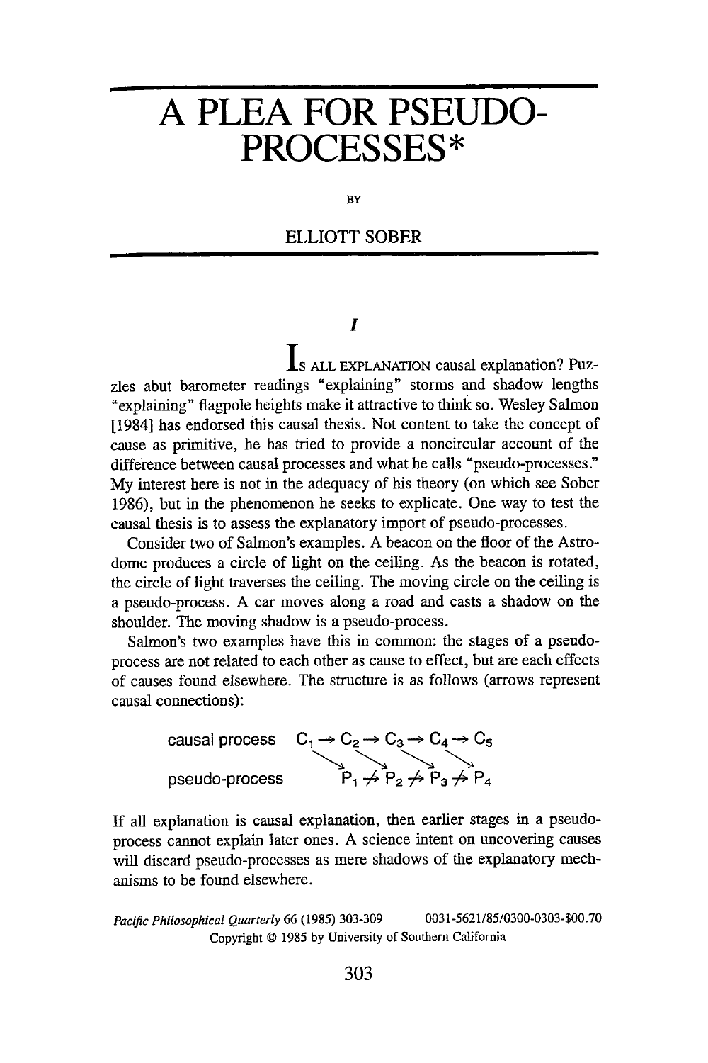# A PLEA FOR PSEUDO-PROCESSES*

BY

ELLIOTT SOBER

*I*

IS ALL EXPLANATION causal explanation? Puzzles abut barometer readings "explaining" storms and shadow lengths "explaining" flagpole heights make it attractive to think so. Wesley Salmon [1984] has endorsed this causal thesis. Not content to take the concept of cause as primitive, he has tried to provide a noncircular account of the difference between causal processes and what he calls "pseudo-processes." My interest here is not in the adequacy of his theory (on which see Sober 1986), but in the phenomenon he seeks to explicate. One way to test the causal thesis is to assess the explanatory import of pseudo-processes.

Consider two of Salmon's examples. A beacon on the floor of the Astrodome produces a circle of light on the ceiling. As the beacon is rotated, the circle of light traverses the ceiling. The moving circle on the ceiling is a pseudo-process. A car moves along a road and casts a shadow on the shoulder. The moving shadow is a pseudo-process.

Salmon's two examples have this in common: the stages of a pseudo-process are not related to each other as cause to effect, but are each effects of causes found elsewhere. The structure is as follows (arrows represent causal connections):

$$
\begin{array}{llllllllll}
\text{causal process} & C_1 & \rightarrow & C_2 & \rightarrow & C_3 & \rightarrow & C_4 & \rightarrow & C_5 \\
 & & \searrow & & \searrow & & \searrow & & \searrow & \\
\text{pseudo-process} & & & P_1 & \not\rightarrow & P_2 & \not\rightarrow & P_3 & \not\rightarrow & P_4
\end{array}
$$

If all explanation is causal explanation, then earlier stages in a pseudo-process cannot explain later ones. A science intent on uncovering causes will discard pseudo-processes as mere shadows of the explanatory mechanisms to be found elsewhere.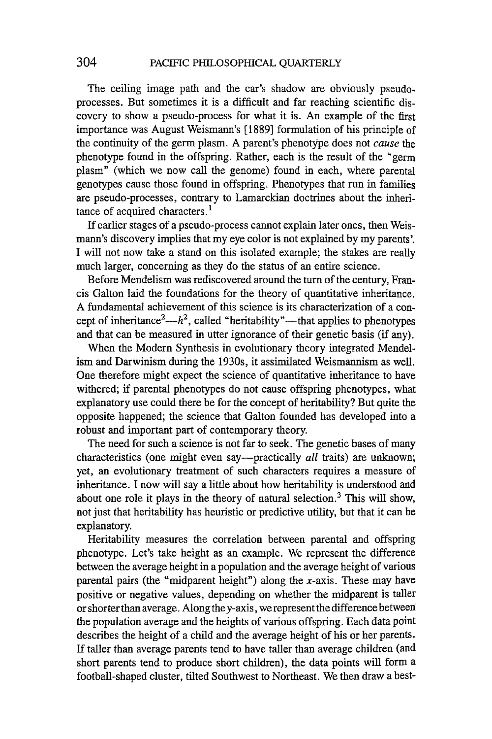The ceiling image path and the car's shadow are obviously pseudo-processes. But sometimes it is a difficult and far reaching scientific discovery to show a pseudo-process for what it is. An example of the first importance was August Weismann's [1889] formulation of his principle of the continuity of the germ plasm. A parent's phenotype does not *cause* the phenotype found in the offspring. Rather, each is the result of the "germ plasm" (which we now call the genome) found in each, where parental genotypes cause those found in offspring. Phenotypes that run in families are pseudo-processes, contrary to Lamarckian doctrines about the inheritance of acquired characters.[1]

If earlier stages of a pseudo-process cannot explain later ones, then Weismann's discovery implies that my eye color is not explained by my parents'. I will not now take a stand on this isolated example; the stakes are really much larger, concerning as they do the status of an entire science.

Before Mendelism was rediscovered around the turn of the century, Francis Galton laid the foundations for the theory of quantitative inheritance. A fundamental achievement of this science is its characterization of a concept of inheritance[2]—$h^2$, called "heritability"—that applies to phenotypes and that can be measured in utter ignorance of their genetic basis (if any).

When the Modern Synthesis in evolutionary theory integrated Mendelism and Darwinism during the 1930s, it assimilated Weismannism as well. One therefore might expect the science of quantitative inheritance to have withered; if parental phenotypes do not cause offspring phenotypes, what explanatory use could there be for the concept of heritability? But quite the opposite happened; the science that Galton founded has developed into a robust and important part of contemporary theory.

The need for such a science is not far to seek. The genetic bases of many characteristics (one might even say—practically *all* traits) are unknown; yet, an evolutionary treatment of such characters requires a measure of inheritance. I now will say a little about how heritability is understood and about one role it plays in the theory of natural selection.[3] This will show, not just that heritability has heuristic or predictive utility, but that it can be explanatory.

Heritability measures the correlation between parental and offspring phenotype. Let's take height as an example. We represent the difference between the average height in a population and the average height of various parental pairs (the "midparent height") along the $x$-axis. These may have positive or negative values, depending on whether the midparent is taller or shorter than average. Along the $y$-axis, we represent the difference between the population average and the heights of various offspring. Each data point describes the height of a child and the average height of his or her parents. If taller than average parents tend to have taller than average children (and short parents tend to produce short children), the data points will form a football-shaped cluster, tilted Southwest to Northeast. We then draw a best-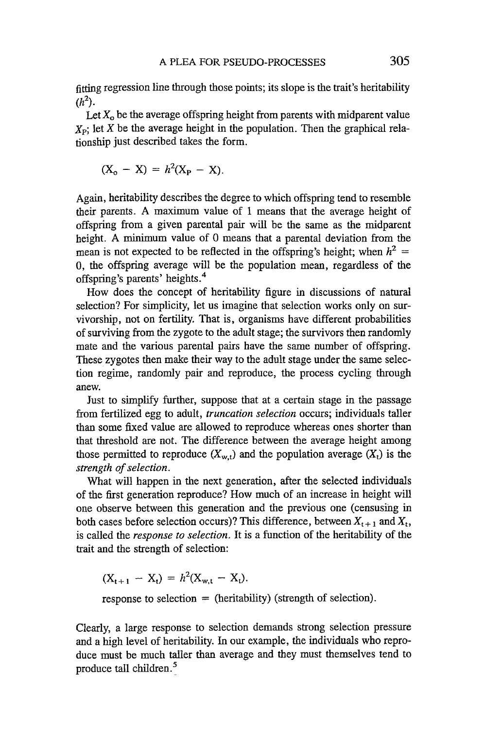fitting regression line through those points; its slope is the trait's heritability ($h^2$).

Let $X_o$ be the average offspring height from parents with midparent value $X_P$; let $X$ be the average height in the population. Then the graphical relationship just described takes the form.

$$(X_o - X) = h^2(X_P - X).$$

Again, heritability describes the degree to which offspring tend to resemble their parents. A maximum value of 1 means that the average height of offspring from a given parental pair will be the same as the midparent height. A minimum value of 0 means that a parental deviation from the mean is not expected to be reflected in the offspring's height; when $h^2 = 0$, the offspring average will be the population mean, regardless of the offspring's parents' heights.[4]

How does the concept of heritability figure in discussions of natural selection? For simplicity, let us imagine that selection works only on survivorship, not on fertility. That is, organisms have different probabilities of surviving from the zygote to the adult stage; the survivors then randomly mate and the various parental pairs have the same number of offspring. These zygotes then make their way to the adult stage under the same selection regime, randomly pair and reproduce, the process cycling through anew.

Just to simplify further, suppose that at a certain stage in the passage from fertilized egg to adult, *truncation selection* occurs; individuals taller than some fixed value are allowed to reproduce whereas ones shorter than that threshold are not. The difference between the average height among those permitted to reproduce ($X_{w,t}$) and the population average ($X_t$) is the *strength of selection*.

What will happen in the next generation, after the selected individuals of the first generation reproduce? How much of an increase in height will one observe between this generation and the previous one (censusing in both cases before selection occurs)? This difference, between $X_{t+1}$ and $X_t$, is called the *response to selection*. It is a function of the heritability of the trait and the strength of selection:

$$(X_{t+1} - X_t) = h^2(X_{w,t} - X_t).$$

response to selection = (heritability) (strength of selection).

Clearly, a large response to selection demands strong selection pressure and a high level of heritability. In our example, the individuals who reproduce must be much taller than average and they must themselves tend to produce tall children.[5]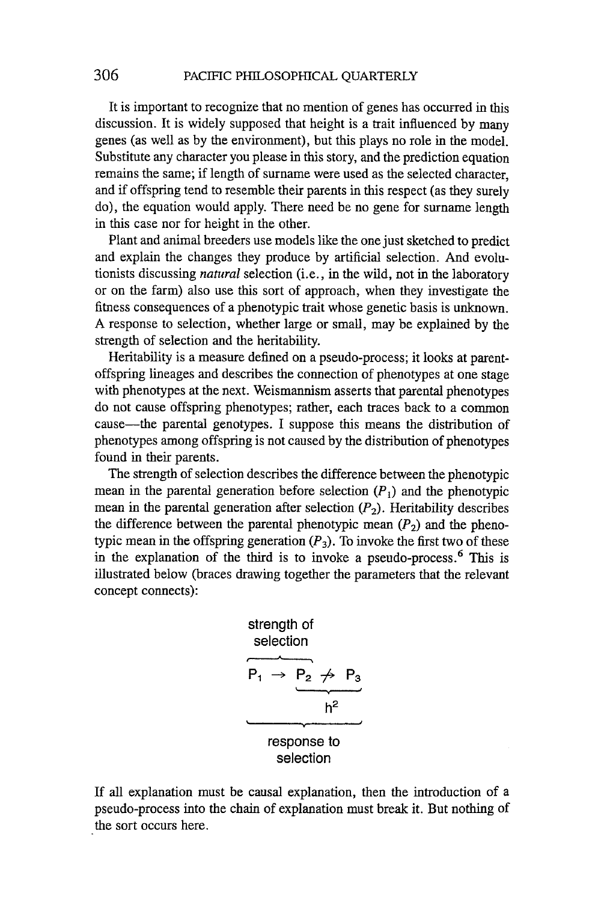It is important to recognize that no mention of genes has occurred in this discussion. It is widely supposed that height is a trait influenced by many genes (as well as by the environment), but this plays no role in the model. Substitute any character you please in this story, and the prediction equation remains the same; if length of surname were used as the selected character, and if offspring tend to resemble their parents in this respect (as they surely do), the equation would apply. There need be no gene for surname length in this case nor for height in the other.

Plant and animal breeders use models like the one just sketched to predict and explain the changes they produce by artificial selection. And evolutionists discussing *natural* selection (i.e., in the wild, not in the laboratory or on the farm) also use this sort of approach, when they investigate the fitness consequences of a phenotypic trait whose genetic basis is unknown. A response to selection, whether large or small, may be explained by the strength of selection and the heritability.

Heritability is a measure defined on a pseudo-process; it looks at parent-offspring lineages and describes the connection of phenotypes at one stage with phenotypes at the next. Weismannism asserts that parental phenotypes do not cause offspring phenotypes; rather, each traces back to a common cause—the parental genotypes. I suppose this means the distribution of phenotypes among offspring is not caused by the distribution of phenotypes found in their parents.

The strength of selection describes the difference between the phenotypic mean in the parental generation before selection ($P_1$) and the phenotypic mean in the parental generation after selection ($P_2$). Heritability describes the difference between the parental phenotypic mean ($P_2$) and the phenotypic mean in the offspring generation ($P_3$). To invoke the first two of these in the explanation of the third is to invoke a pseudo-process.[6] This is illustrated below (braces drawing together the parameters that the relevant concept connects):

$$\overbrace{P_1 \rightarrow P_2}^{\text{strength of selection}} \not\rightarrow P_3$$

$$P_2 \not\rightarrow P_3 : \quad h^2$$

$$P_1 \ldots P_3 : \quad \text{response to selection}$$

If all explanation must be causal explanation, then the introduction of a pseudo-process into the chain of explanation must break it. But nothing of the sort occurs here.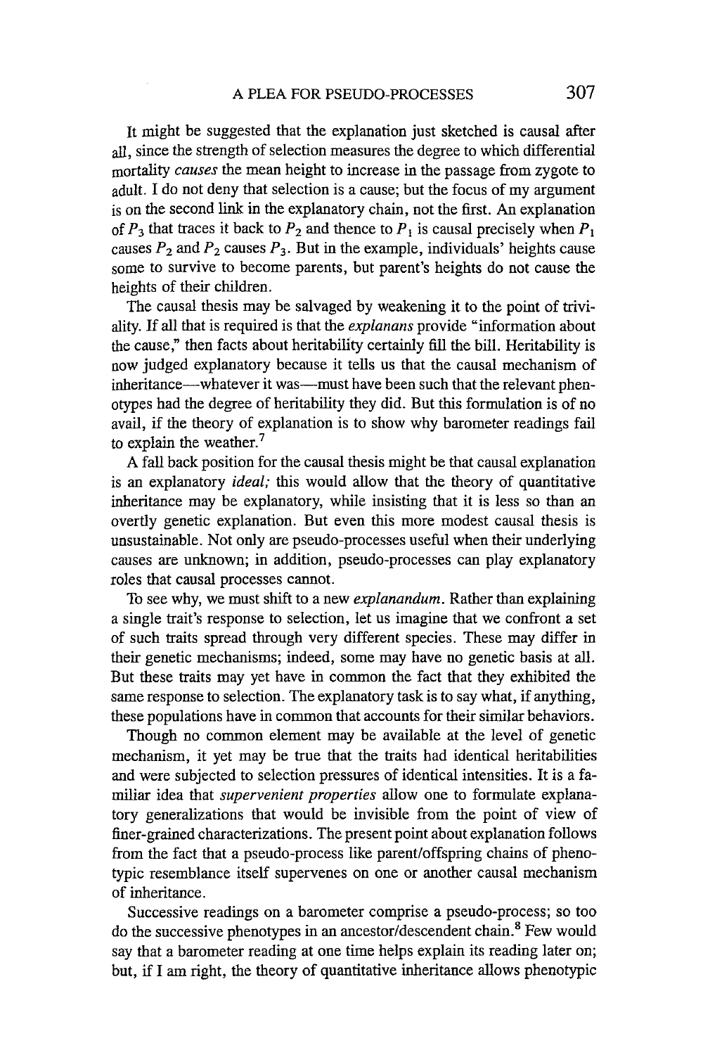It might be suggested that the explanation just sketched is causal after all, since the strength of selection measures the degree to which differential mortality *causes* the mean height to increase in the passage from zygote to adult. I do not deny that selection is a cause; but the focus of my argument is on the second link in the explanatory chain, not the first. An explanation of $P_3$ that traces it back to $P_2$ and thence to $P_1$ is causal precisely when $P_1$ causes $P_2$ and $P_2$ causes $P_3$. But in the example, individuals' heights cause some to survive to become parents, but parent's heights do not cause the heights of their children.

The causal thesis may be salvaged by weakening it to the point of triviality. If all that is required is that the *explanans* provide "information about the cause," then facts about heritability certainly fill the bill. Heritability is now judged explanatory because it tells us that the causal mechanism of inheritance—whatever it was—must have been such that the relevant phenotypes had the degree of heritability they did. But this formulation is of no avail, if the theory of explanation is to show why barometer readings fail to explain the weather.[7]

A fall back position for the causal thesis might be that causal explanation is an explanatory *ideal;* this would allow that the theory of quantitative inheritance may be explanatory, while insisting that it is less so than an overtly genetic explanation. But even this more modest causal thesis is unsustainable. Not only are pseudo-processes useful when their underlying causes are unknown; in addition, pseudo-processes can play explanatory roles that causal processes cannot.

To see why, we must shift to a new *explanandum*. Rather than explaining a single trait's response to selection, let us imagine that we confront a set of such traits spread through very different species. These may differ in their genetic mechanisms; indeed, some may have no genetic basis at all. But these traits may yet have in common the fact that they exhibited the same response to selection. The explanatory task is to say what, if anything, these populations have in common that accounts for their similar behaviors.

Though no common element may be available at the level of genetic mechanism, it yet may be true that the traits had identical heritabilities and were subjected to selection pressures of identical intensities. It is a familiar idea that *supervenient properties* allow one to formulate explanatory generalizations that would be invisible from the point of view of finer-grained characterizations. The present point about explanation follows from the fact that a pseudo-process like parent/offspring chains of phenotypic resemblance itself supervenes on one or another causal mechanism of inheritance.

Successive readings on a barometer comprise a pseudo-process; so too do the successive phenotypes in an ancestor/descendent chain.[8] Few would say that a barometer reading at one time helps explain its reading later on; but, if I am right, the theory of quantitative inheritance allows phenotypic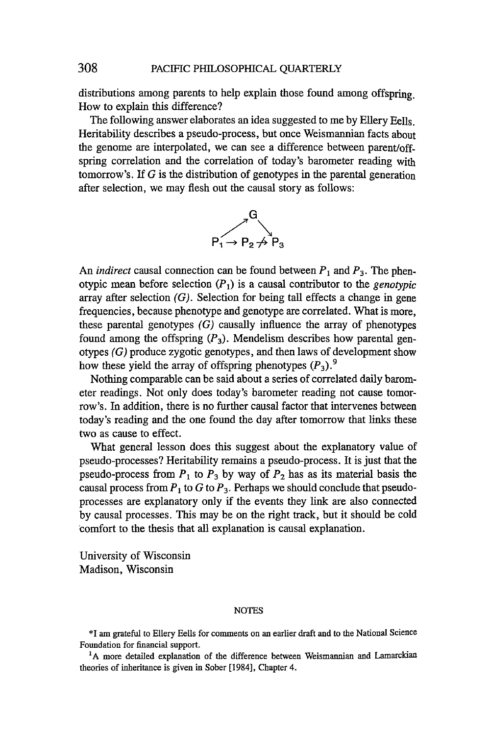distributions among parents to help explain those found among offspring. How to explain this difference?

The following answer elaborates an idea suggested to me by Ellery Eells. Heritability describes a pseudo-process, but once Weismannian facts about the genome are interpolated, we can see a difference between parent/offspring correlation and the correlation of today's barometer reading with tomorrow's. If $G$ is the distribution of genotypes in the parental generation after selection, we may flesh out the causal story as follows:

$$
\begin{array}{ccccc}
 & & G & & \\
 & \nearrow & & \searrow & \\
P_1 & \rightarrow & P_2 & \not\rightarrow & P_3
\end{array}
$$

An *indirect* causal connection can be found between $P_1$ and $P_3$. The phenotypic mean before selection ($P_1$) is a causal contributor to the *genotypic* array after selection *(G)*. Selection for being tall effects a change in gene frequencies, because phenotype and genotype are correlated. What is more, these parental genotypes *(G)* causally influence the array of phenotypes found among the offspring ($P_3$). Mendelism describes how parental genotypes *(G)* produce zygotic genotypes, and then laws of development show how these yield the array of offspring phenotypes ($P_3$).[9]

Nothing comparable can be said about a series of correlated daily barometer readings. Not only does today's barometer reading not cause tomorrow's. In addition, there is no further causal factor that intervenes between today's reading and the one found the day after tomorrow that links these two as cause to effect.

What general lesson does this suggest about the explanatory value of pseudo-processes? Heritability remains a pseudo-process. It is just that the pseudo-process from $P_1$ to $P_3$ by way of $P_2$ has as its material basis the causal process from $P_1$ to $G$ to $P_3$. Perhaps we should conclude that pseudo-processes are explanatory only if the events they link are also connected by causal processes. This may be on the right track, but it should be cold comfort to the thesis that all explanation is causal explanation.

University of Wisconsin
Madison, Wisconsin

## NOTES

*I am grateful to Ellery Eells for comments on an earlier draft and to the National Science Foundation for financial support.

[1] A more detailed explanation of the difference between Weismannian and Lamarckian theories of inheritance is given in Sober [1984], Chapter 4.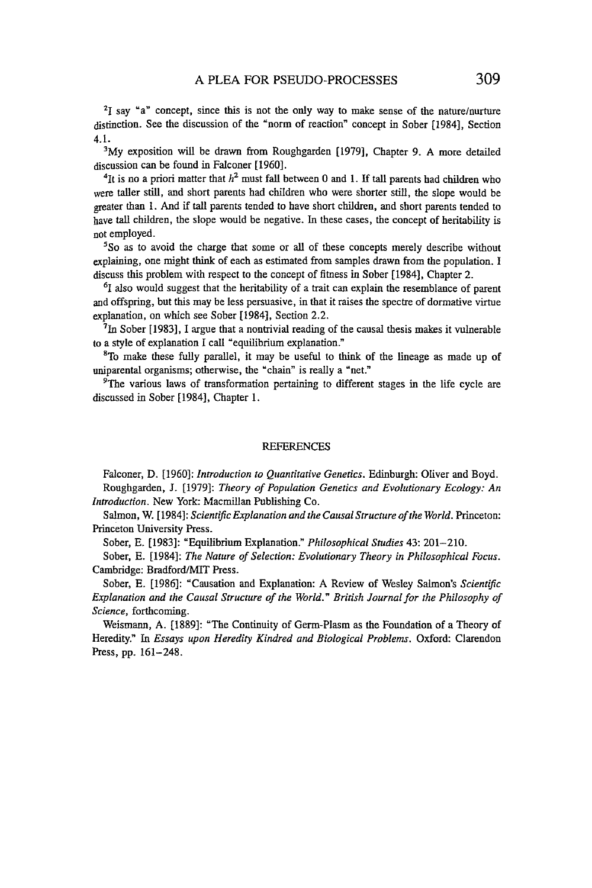[2] I say "a" concept, since this is not the only way to make sense of the nature/nurture distinction. See the discussion of the "norm of reaction" concept in Sober [1984], Section 4.1.

[3] My exposition will be drawn from Roughgarden [1979], Chapter 9. A more detailed discussion can be found in Falconer [1960].

[4] It is no a priori matter that $h^2$ must fall between 0 and 1. If tall parents had children who were taller still, and short parents had children who were shorter still, the slope would be greater than 1. And if tall parents tended to have short children, and short parents tended to have tall children, the slope would be negative. In these cases, the concept of heritability is not employed.

[5] So as to avoid the charge that some or all of these concepts merely describe without explaining, one might think of each as estimated from samples drawn from the population. I discuss this problem with respect to the concept of fitness in Sober [1984], Chapter 2.

[6] I also would suggest that the heritability of a trait can explain the resemblance of parent and offspring, but this may be less persuasive, in that it raises the spectre of dormative virtue explanation, on which see Sober [1984], Section 2.2.

[7] In Sober [1983], I argue that a nontrivial reading of the causal thesis makes it vulnerable to a style of explanation I call "equilibrium explanation."

[8] To make these fully parallel, it may be useful to think of the lineage as made up of uniparental organisms; otherwise, the "chain" is really a "net."

[9] The various laws of transformation pertaining to different stages in the life cycle are discussed in Sober [1984], Chapter 1.

## REFERENCES

Falconer, D. [1960]: *Introduction to Quantitative Genetics*. Edinburgh: Oliver and Boyd.

Roughgarden, J. [1979]: *Theory of Population Genetics and Evolutionary Ecology: An Introduction*. New York: Macmillan Publishing Co.

Salmon, W. [1984]: *Scientific Explanation and the Causal Structure of the World*. Princeton: Princeton University Press.

Sober, E. [1983]: "Equilibrium Explanation." *Philosophical Studies* 43: 201–210.

Sober, E. [1984]: *The Nature of Selection: Evolutionary Theory in Philosophical Focus*. Cambridge: Bradford/MIT Press.

Sober, E. [1986]: "Causation and Explanation: A Review of Wesley Salmon's *Scientific Explanation and the Causal Structure of the World*." *British Journal for the Philosophy of Science*, forthcoming.

Weismann, A. [1889]: "The Continuity of Germ-Plasm as the Foundation of a Theory of Heredity." In *Essays upon Heredity Kindred and Biological Problems*. Oxford: Clarendon Press, pp. 161–248.